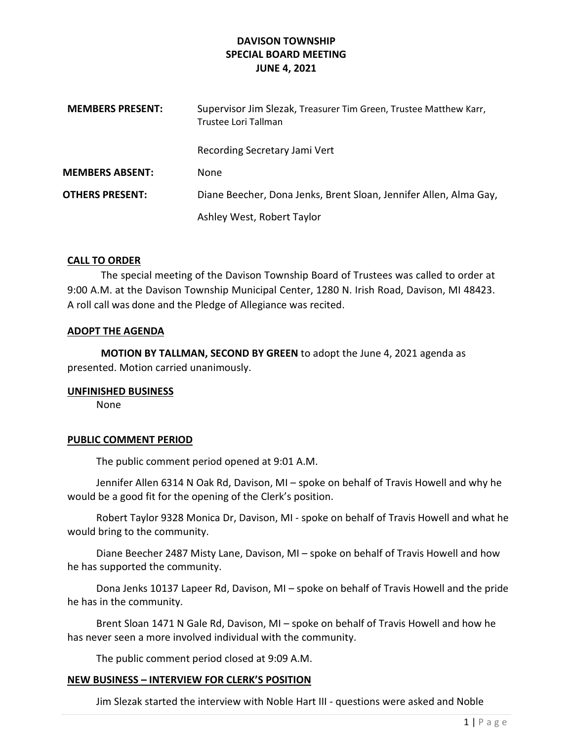# DAVISON TOWNSHIP
# SPECIAL BOARD MEETING
# JUNE 4, 2021

| | |
|---|---|
| **MEMBERS PRESENT:** | Supervisor Jim Slezak, Treasurer Tim Green, Trustee Matthew Karr, Trustee Lori Tallman |
| | Recording Secretary Jami Vert |
| **MEMBERS ABSENT:** | None |
| **OTHERS PRESENT:** | Diane Beecher, Dona Jenks, Brent Sloan, Jennifer Allen, Alma Gay, Ashley West, Robert Taylor |

## CALL TO ORDER

The special meeting of the Davison Township Board of Trustees was called to order at 9:00 A.M. at the Davison Township Municipal Center, 1280 N. Irish Road, Davison, MI 48423. A roll call was done and the Pledge of Allegiance was recited.

## ADOPT THE AGENDA

**MOTION BY TALLMAN, SECOND BY GREEN** to adopt the June 4, 2021 agenda as presented. Motion carried unanimously.

## UNFINISHED BUSINESS

None

## PUBLIC COMMENT PERIOD

The public comment period opened at 9:01 A.M.

Jennifer Allen 6314 N Oak Rd, Davison, MI – spoke on behalf of Travis Howell and why he would be a good fit for the opening of the Clerk's position.

Robert Taylor 9328 Monica Dr, Davison, MI - spoke on behalf of Travis Howell and what he would bring to the community.

Diane Beecher 2487 Misty Lane, Davison, MI – spoke on behalf of Travis Howell and how he has supported the community.

Dona Jenks 10137 Lapeer Rd, Davison, MI – spoke on behalf of Travis Howell and the pride he has in the community.

Brent Sloan 1471 N Gale Rd, Davison, MI – spoke on behalf of Travis Howell and how he has never seen a more involved individual with the community.

The public comment period closed at 9:09 A.M.

## NEW BUSINESS – INTERVIEW FOR CLERK'S POSITION

Jim Slezak started the interview with Noble Hart III - questions were asked and Noble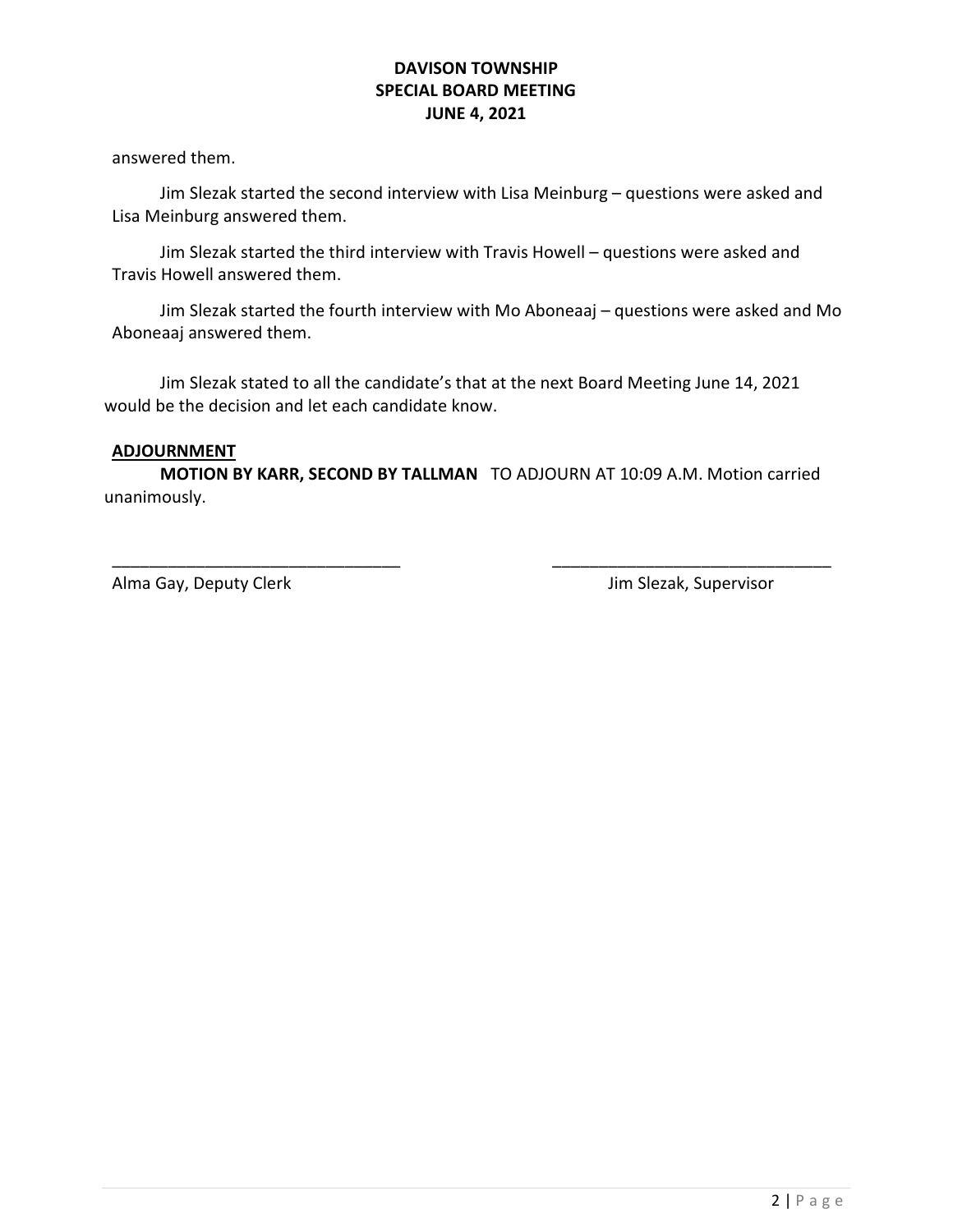answered them.

Jim Slezak started the second interview with Lisa Meinburg – questions were asked and Lisa Meinburg answered them.

Jim Slezak started the third interview with Travis Howell – questions were asked and Travis Howell answered them.

Jim Slezak started the fourth interview with Mo Aboneaaj – questions were asked and Mo Aboneaaj answered them.

Jim Slezak stated to all the candidate's that at the next Board Meeting June 14, 2021 would be the decision and let each candidate know.

**ADJOURNMENT**

**MOTION BY KARR, SECOND BY TALLMAN** TO ADJOURN AT 10:09 A.M. Motion carried unanimously.

_______________________________ _______________________________

Alma Gay, Deputy Clerk Jim Slezak, Supervisor